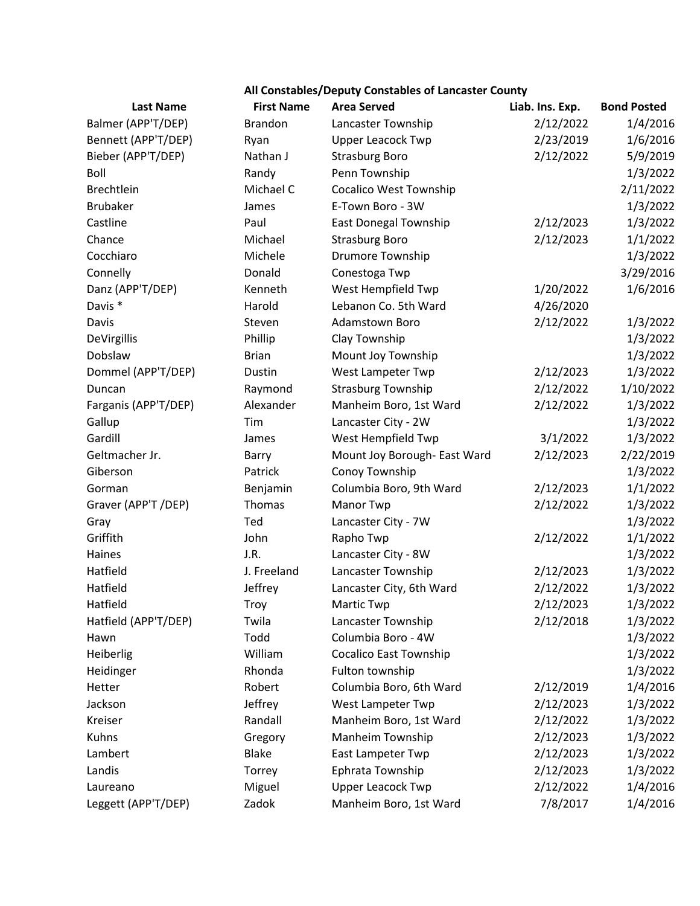# All Constables/Deputy Constables of Lancaster County

| Last Name | First Name | Area Served | Liab. Ins. Exp. | Bond Posted |
|---|---|---|---|---|
| Balmer (APP'T/DEP) | Brandon | Lancaster Township | 2/12/2022 | 1/4/2016 |
| Bennett (APP'T/DEP) | Ryan | Upper Leacock Twp | 2/23/2019 | 1/6/2016 |
| Bieber (APP'T/DEP) | Nathan J | Strasburg Boro | 2/12/2022 | 5/9/2019 |
| Boll | Randy | Penn Township | | 1/3/2022 |
| Brechtlein | Michael C | Cocalico West Township | | 2/11/2022 |
| Brubaker | James | E-Town Boro - 3W | | 1/3/2022 |
| Castline | Paul | East Donegal Township | 2/12/2023 | 1/3/2022 |
| Chance | Michael | Strasburg Boro | 2/12/2023 | 1/1/2022 |
| Cocchiaro | Michele | Drumore Township | | 1/3/2022 |
| Connelly | Donald | Conestoga Twp | | 3/29/2016 |
| Danz (APP'T/DEP) | Kenneth | West Hempfield Twp | 1/20/2022 | 1/6/2016 |
| Davis * | Harold | Lebanon Co. 5th Ward | 4/26/2020 | |
| Davis | Steven | Adamstown Boro | 2/12/2022 | 1/3/2022 |
| DeVirgillis | Phillip | Clay Township | | 1/3/2022 |
| Dobslaw | Brian | Mount Joy Township | | 1/3/2022 |
| Dommel (APP'T/DEP) | Dustin | West Lampeter Twp | 2/12/2023 | 1/3/2022 |
| Duncan | Raymond | Strasburg Township | 2/12/2022 | 1/10/2022 |
| Farganis (APP'T/DEP) | Alexander | Manheim Boro, 1st Ward | 2/12/2022 | 1/3/2022 |
| Gallup | Tim | Lancaster City - 2W | | 1/3/2022 |
| Gardill | James | West Hempfield Twp | 3/1/2022 | 1/3/2022 |
| Geltmacher Jr. | Barry | Mount Joy Borough- East Ward | 2/12/2023 | 2/22/2019 |
| Giberson | Patrick | Conoy Township | | 1/3/2022 |
| Gorman | Benjamin | Columbia Boro, 9th Ward | 2/12/2023 | 1/1/2022 |
| Graver (APP'T /DEP) | Thomas | Manor Twp | 2/12/2022 | 1/3/2022 |
| Gray | Ted | Lancaster City - 7W | | 1/3/2022 |
| Griffith | John | Rapho Twp | 2/12/2022 | 1/1/2022 |
| Haines | J.R. | Lancaster City - 8W | | 1/3/2022 |
| Hatfield | J. Freeland | Lancaster Township | 2/12/2023 | 1/3/2022 |
| Hatfield | Jeffrey | Lancaster City, 6th Ward | 2/12/2022 | 1/3/2022 |
| Hatfield | Troy | Martic Twp | 2/12/2023 | 1/3/2022 |
| Hatfield (APP'T/DEP) | Twila | Lancaster Township | 2/12/2018 | 1/3/2022 |
| Hawn | Todd | Columbia Boro - 4W | | 1/3/2022 |
| Heiberlig | William | Cocalico East Township | | 1/3/2022 |
| Heidinger | Rhonda | Fulton township | | 1/3/2022 |
| Hetter | Robert | Columbia Boro, 6th Ward | 2/12/2019 | 1/4/2016 |
| Jackson | Jeffrey | West Lampeter Twp | 2/12/2023 | 1/3/2022 |
| Kreiser | Randall | Manheim Boro, 1st Ward | 2/12/2022 | 1/3/2022 |
| Kuhns | Gregory | Manheim Township | 2/12/2023 | 1/3/2022 |
| Lambert | Blake | East Lampeter Twp | 2/12/2023 | 1/3/2022 |
| Landis | Torrey | Ephrata Township | 2/12/2023 | 1/3/2022 |
| Laureano | Miguel | Upper Leacock Twp | 2/12/2022 | 1/4/2016 |
| Leggett (APP'T/DEP) | Zadok | Manheim Boro, 1st Ward | 7/8/2017 | 1/4/2016 |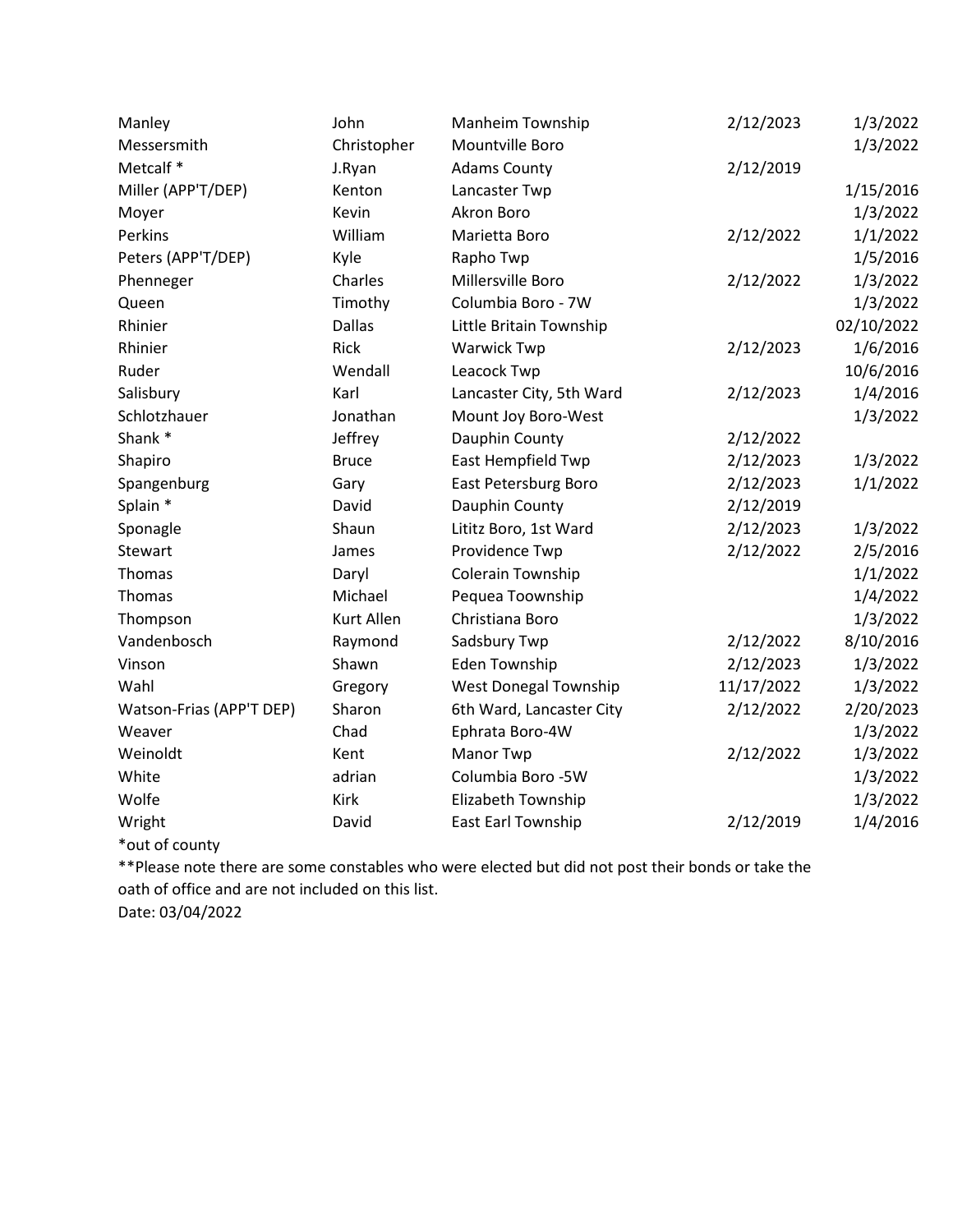| | | | | |
|---|---|---|---|---|
| Manley | John | Manheim Township | 2/12/2023 | 1/3/2022 |
| Messersmith | Christopher | Mountville Boro | | 1/3/2022 |
| Metcalf * | J.Ryan | Adams County | 2/12/2019 | |
| Miller (APP'T/DEP) | Kenton | Lancaster Twp | | 1/15/2016 |
| Moyer | Kevin | Akron Boro | | 1/3/2022 |
| Perkins | William | Marietta Boro | 2/12/2022 | 1/1/2022 |
| Peters (APP'T/DEP) | Kyle | Rapho Twp | | 1/5/2016 |
| Phenneger | Charles | Millersville Boro | 2/12/2022 | 1/3/2022 |
| Queen | Timothy | Columbia Boro - 7W | | 1/3/2022 |
| Rhinier | Dallas | Little Britain Township | | 02/10/2022 |
| Rhinier | Rick | Warwick Twp | 2/12/2023 | 1/6/2016 |
| Ruder | Wendall | Leacock Twp | | 10/6/2016 |
| Salisbury | Karl | Lancaster City, 5th Ward | 2/12/2023 | 1/4/2016 |
| Schlotzhauer | Jonathan | Mount Joy Boro-West | | 1/3/2022 |
| Shank * | Jeffrey | Dauphin County | 2/12/2022 | |
| Shapiro | Bruce | East Hempfield Twp | 2/12/2023 | 1/3/2022 |
| Spangenburg | Gary | East Petersburg Boro | 2/12/2023 | 1/1/2022 |
| Splain * | David | Dauphin County | 2/12/2019 | |
| Sponagle | Shaun | Lititz Boro, 1st Ward | 2/12/2023 | 1/3/2022 |
| Stewart | James | Providence Twp | 2/12/2022 | 2/5/2016 |
| Thomas | Daryl | Colerain Township | | 1/1/2022 |
| Thomas | Michael | Pequea Toownship | | 1/4/2022 |
| Thompson | Kurt Allen | Christiana Boro | | 1/3/2022 |
| Vandenbosch | Raymond | Sadsbury Twp | 2/12/2022 | 8/10/2016 |
| Vinson | Shawn | Eden Township | 2/12/2023 | 1/3/2022 |
| Wahl | Gregory | West Donegal Township | 11/17/2022 | 1/3/2022 |
| Watson-Frias (APP'T DEP) | Sharon | 6th Ward, Lancaster City | 2/12/2022 | 2/20/2023 |
| Weaver | Chad | Ephrata Boro-4W | | 1/3/2022 |
| Weinoldt | Kent | Manor Twp | 2/12/2022 | 1/3/2022 |
| White | adrian | Columbia Boro -5W | | 1/3/2022 |
| Wolfe | Kirk | Elizabeth Township | | 1/3/2022 |
| Wright | David | East Earl Township | 2/12/2019 | 1/4/2016 |

*out of county

**Please note there are some constables who were elected but did not post their bonds or take the oath of office and are not included on this list.

Date: 03/04/2022